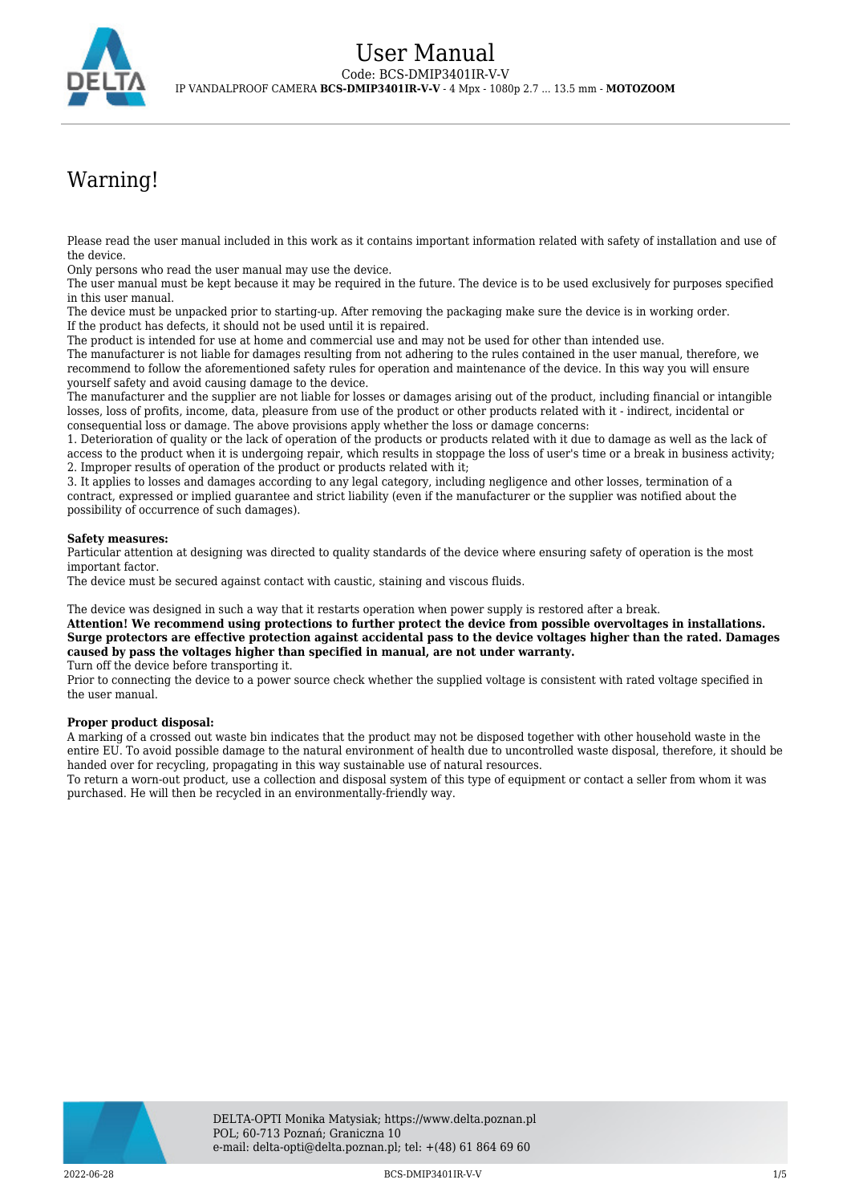# User Manual

Code: BCS-DMIP3401IR-V-V

IP VANDALPROOF CAMERA **BCS-DMIP3401IR-V-V** - 4 Mpx - 1080p 2.7 ... 13.5 mm - **MOTOZOOM**

## Warning!

Please read the user manual included in this work as it contains important information related with safety of installation and use of the device.
Only persons who read the user manual may use the device.
The user manual must be kept because it may be required in the future. The device is to be used exclusively for purposes specified in this user manual.
The device must be unpacked prior to starting-up. After removing the packaging make sure the device is in working order.
If the product has defects, it should not be used until it is repaired.
The product is intended for use at home and commercial use and may not be used for other than intended use.
The manufacturer is not liable for damages resulting from not adhering to the rules contained in the user manual, therefore, we recommend to follow the aforementioned safety rules for operation and maintenance of the device. In this way you will ensure yourself safety and avoid causing damage to the device.
The manufacturer and the supplier are not liable for losses or damages arising out of the product, including financial or intangible losses, loss of profits, income, data, pleasure from use of the product or other products related with it - indirect, incidental or consequential loss or damage. The above provisions apply whether the loss or damage concerns:
1. Deterioration of quality or the lack of operation of the products or products related with it due to damage as well as the lack of access to the product when it is undergoing repair, which results in stoppage the loss of user's time or a break in business activity;
2. Improper results of operation of the product or products related with it;
3. It applies to losses and damages according to any legal category, including negligence and other losses, termination of a contract, expressed or implied guarantee and strict liability (even if the manufacturer or the supplier was notified about the possibility of occurrence of such damages).

**Safety measures:**
Particular attention at designing was directed to quality standards of the device where ensuring safety of operation is the most important factor.
The device must be secured against contact with caustic, staining and viscous fluids.

The device was designed in such a way that it restarts operation when power supply is restored after a break.
**Attention! We recommend using protections to further protect the device from possible overvoltages in installations. Surge protectors are effective protection against accidental pass to the device voltages higher than the rated. Damages caused by pass the voltages higher than specified in manual, are not under warranty.**
Turn off the device before transporting it.
Prior to connecting the device to a power source check whether the supplied voltage is consistent with rated voltage specified in the user manual.

**Proper product disposal:**
A marking of a crossed out waste bin indicates that the product may not be disposed together with other household waste in the entire EU. To avoid possible damage to the natural environment of health due to uncontrolled waste disposal, therefore, it should be handed over for recycling, propagating in this way sustainable use of natural resources.
To return a worn-out product, use a collection and disposal system of this type of equipment or contact a seller from whom it was purchased. He will then be recycled in an environmentally-friendly way.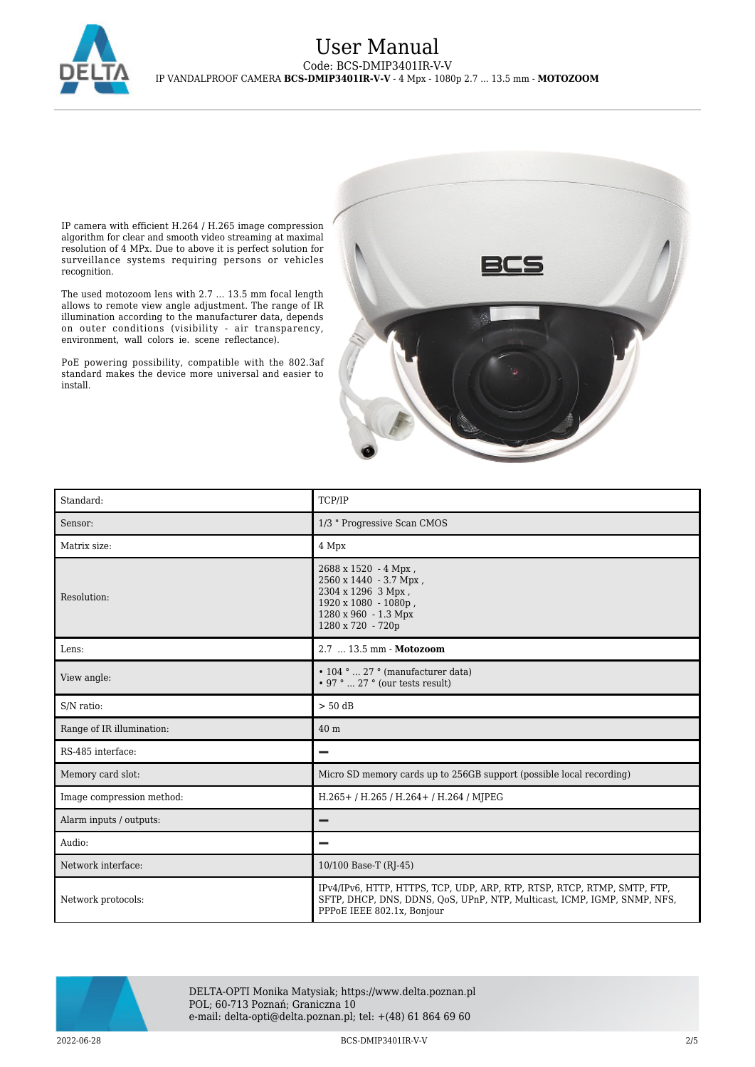IP camera with efficient H.264 / H.265 image compression algorithm for clear and smooth video streaming at maximal resolution of 4 MPx. Due to above it is perfect solution for surveillance systems requiring persons or vehicles recognition.

The used motozoom lens with 2.7 ... 13.5 mm focal length allows to remote view angle adjustment. The range of IR illumination according to the manufacturer data, depends on outer conditions (visibility - air transparency, environment, wall colors ie. scene reflectance).

PoE powering possibility, compatible with the 802.3af standard makes the device more universal and easier to install.

| Standard: | TCP/IP |
|---|---|
| Sensor: | 1/3 " Progressive Scan CMOS |
| Matrix size: | 4 Mpx |
| Resolution: | 2688 x 1520 - 4 Mpx ,<br>2560 x 1440 - 3.7 Mpx ,<br>2304 x 1296 3 Mpx ,<br>1920 x 1080 - 1080p ,<br>1280 x 960 - 1.3 Mpx<br>1280 x 720 - 720p |
| Lens: | 2.7 ... 13.5 mm - **Motozoom** |
| View angle: | • 104 ° ... 27 ° (manufacturer data)<br>• 97 ° ... 27 ° (our tests result) |
| S/N ratio: | > 50 dB |
| Range of IR illumination: | 40 m |
| RS-485 interface: | – |
| Memory card slot: | Micro SD memory cards up to 256GB support (possible local recording) |
| Image compression method: | H.265+ / H.265 / H.264+ / H.264 / MJPEG |
| Alarm inputs / outputs: | – |
| Audio: | – |
| Network interface: | 10/100 Base-T (RJ-45) |
| Network protocols: | IPv4/IPv6, HTTP, HTTPS, TCP, UDP, ARP, RTP, RTSP, RTCP, RTMP, SMTP, FTP, SFTP, DHCP, DNS, DDNS, QoS, UPnP, NTP, Multicast, ICMP, IGMP, SNMP, NFS, PPPoE IEEE 802.1x, Bonjour |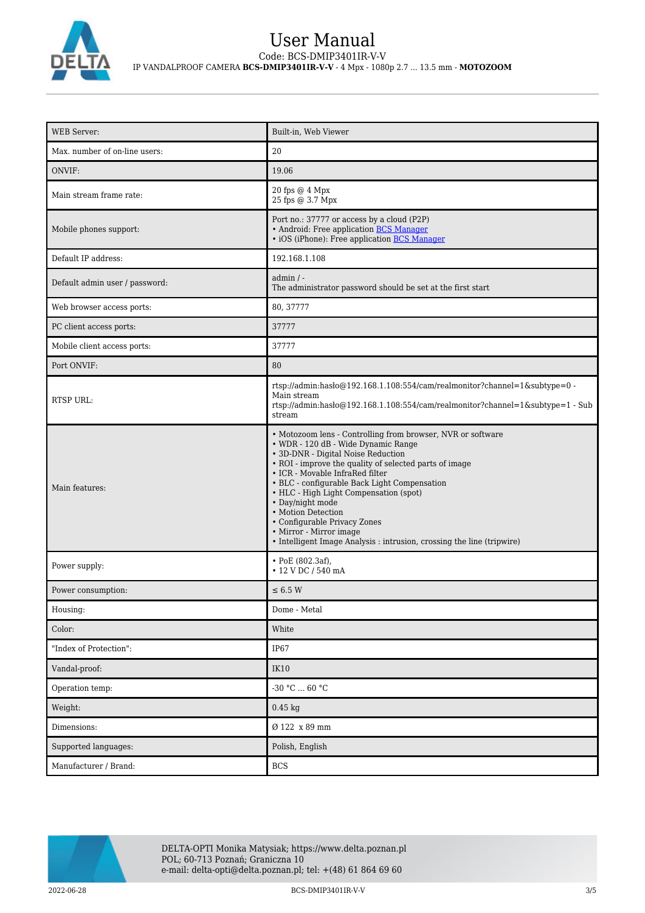| WEB Server: | Built-in, Web Viewer |
| --- | --- |
| Max. number of on-line users: | 20 |
| ONVIF: | 19.06 |
| Main stream frame rate: | 20 fps @ 4 Mpx<br>25 fps @ 3.7 Mpx |
| Mobile phones support: | Port no.: 37777 or access by a cloud (P2P)<br>• Android: Free application BCS Manager<br>• iOS (iPhone): Free application BCS Manager |
| Default IP address: | 192.168.1.108 |
| Default admin user / password: | admin / -<br>The administrator password should be set at the first start |
| Web browser access ports: | 80, 37777 |
| PC client access ports: | 37777 |
| Mobile client access ports: | 37777 |
| Port ONVIF: | 80 |
| RTSP URL: | rtsp://admin:hasło@192.168.1.108:554/cam/realmonitor?channel=1&subtype=0 - Main stream<br>rtsp://admin:hasło@192.168.1.108:554/cam/realmonitor?channel=1&subtype=1 - Sub stream |
| Main features: | • Motozoom lens - Controlling from browser, NVR or software<br>• WDR - 120 dB - Wide Dynamic Range<br>• 3D-DNR - Digital Noise Reduction<br>• ROI - improve the quality of selected parts of image<br>• ICR - Movable InfraRed filter<br>• BLC - configurable Back Light Compensation<br>• HLC - High Light Compensation (spot)<br>• Day/night mode<br>• Motion Detection<br>• Configurable Privacy Zones<br>• Mirror - Mirror image<br>• Intelligent Image Analysis : intrusion, crossing the line (tripwire) |
| Power supply: | • PoE (802.3af),<br>• 12 V DC / 540 mA |
| Power consumption: | ≤ 6.5 W |
| Housing: | Dome - Metal |
| Color: | White |
| "Index of Protection": | IP67 |
| Vandal-proof: | IK10 |
| Operation temp: | -30 °C ... 60 °C |
| Weight: | 0.45 kg |
| Dimensions: | Ø 122 x 89 mm |
| Supported languages: | Polish, English |
| Manufacturer / Brand: | BCS |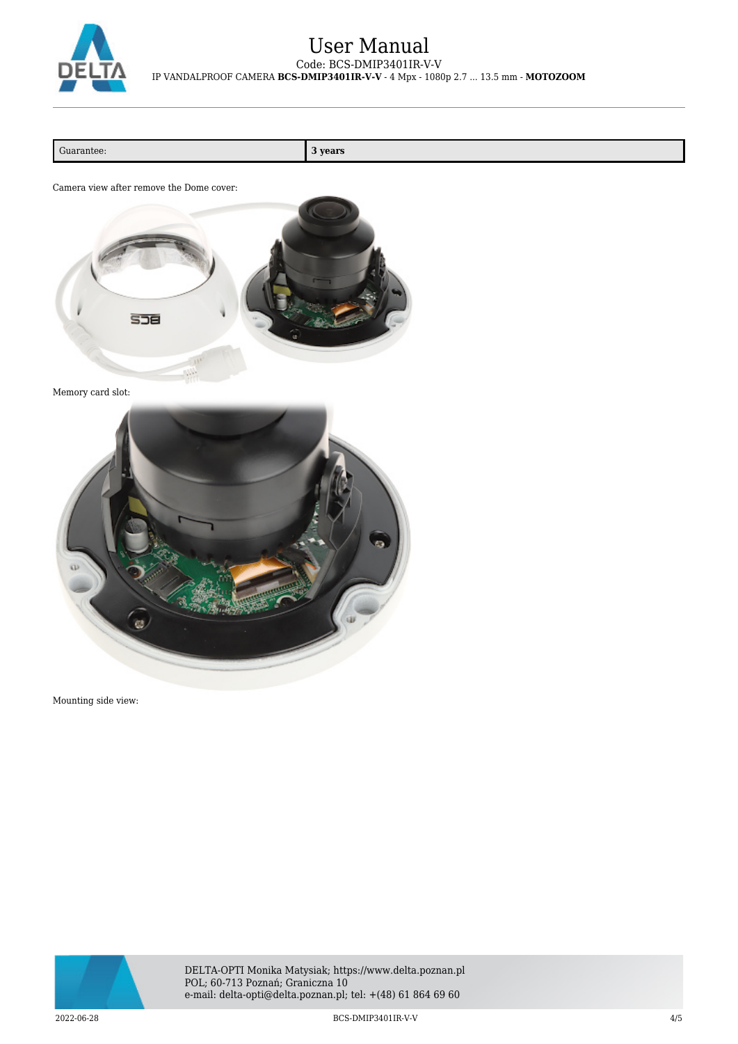| Guarantee: | **3 years** |
| --- | --- |

Camera view after remove the Dome cover:

Memory card slot:

Mounting side view: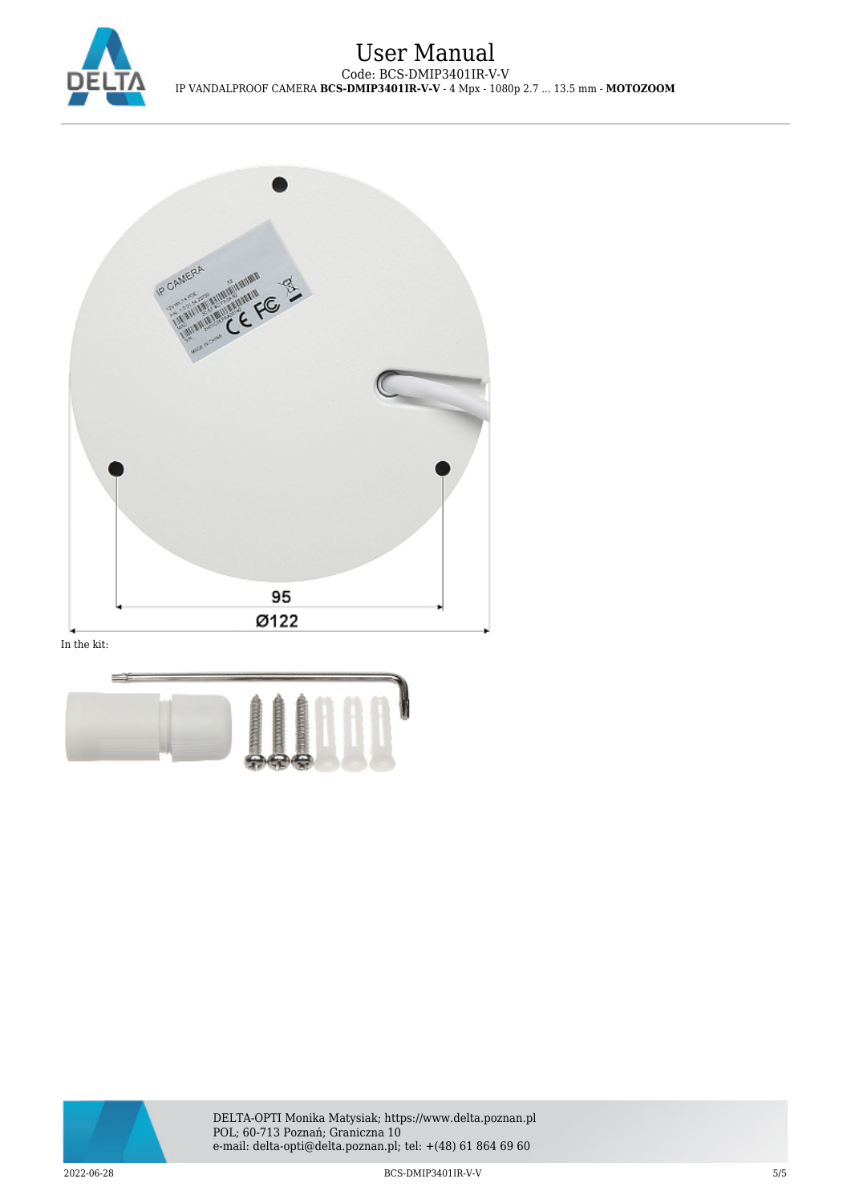95

Ø122

In the kit: